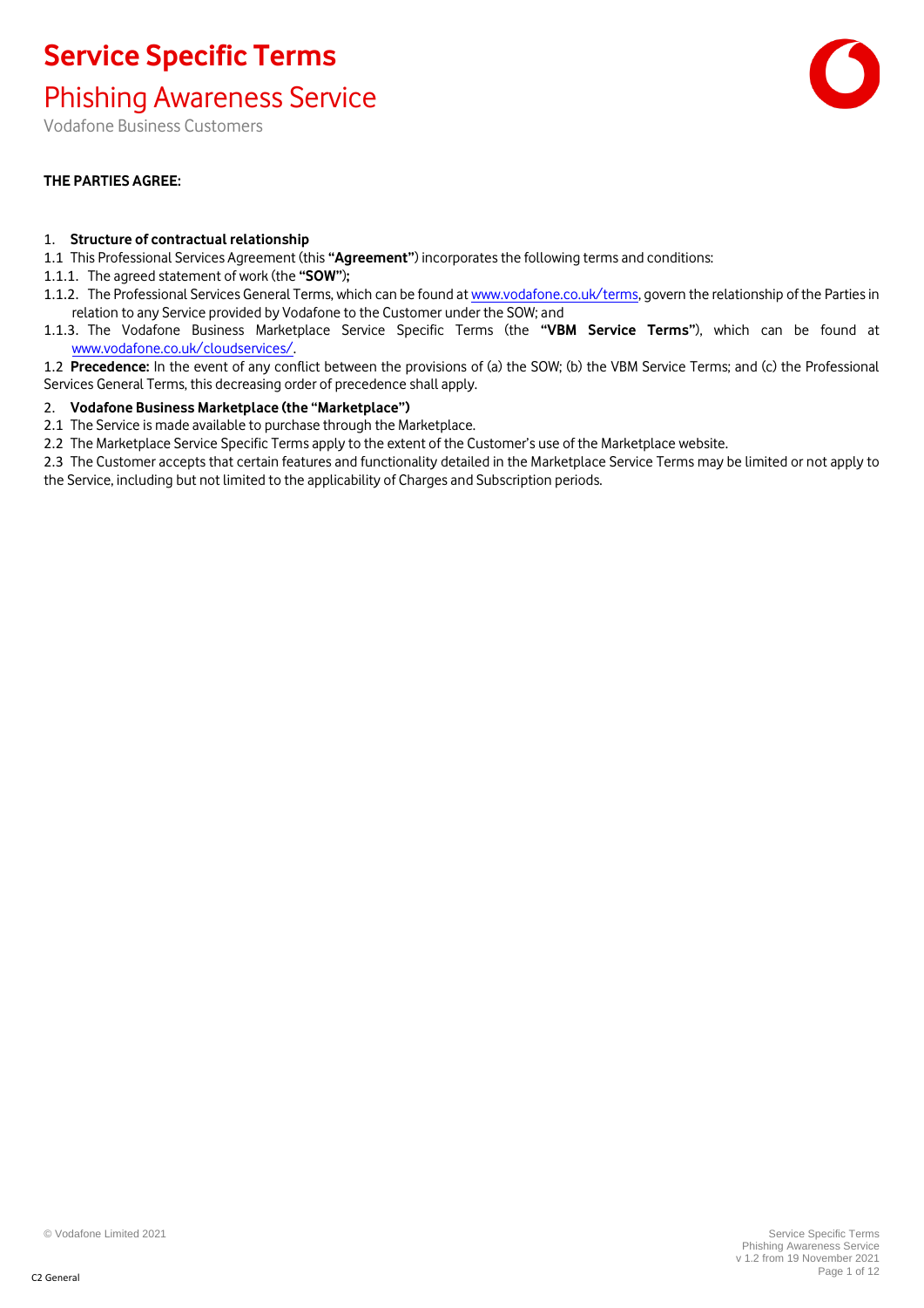# Service Specific Terms

## Phishing Awareness Service

Vodafone Business Customers

**THE PARTIES AGREE:**

1. **Structure of contractual relationship**

1.1 This Professional Services Agreement (this **"Agreement"**) incorporates the following terms and conditions:

1.1.1. The agreed statement of work (the **"SOW"**);

1.1.2. The Professional Services General Terms, which can be found at www.vodafone.co.uk/terms, govern the relationship of the Parties in relation to any Service provided by Vodafone to the Customer under the SOW; and

1.1.3. The Vodafone Business Marketplace Service Specific Terms (the **"VBM Service Terms"**), which can be found at www.vodafone.co.uk/cloudservices/.

1.2 **Precedence:** In the event of any conflict between the provisions of (a) the SOW; (b) the VBM Service Terms; and (c) the Professional Services General Terms, this decreasing order of precedence shall apply.

2. **Vodafone Business Marketplace (the "Marketplace")**

2.1 The Service is made available to purchase through the Marketplace.

2.2 The Marketplace Service Specific Terms apply to the extent of the Customer's use of the Marketplace website.

2.3 The Customer accepts that certain features and functionality detailed in the Marketplace Service Terms may be limited or not apply to the Service, including but not limited to the applicability of Charges and Subscription periods.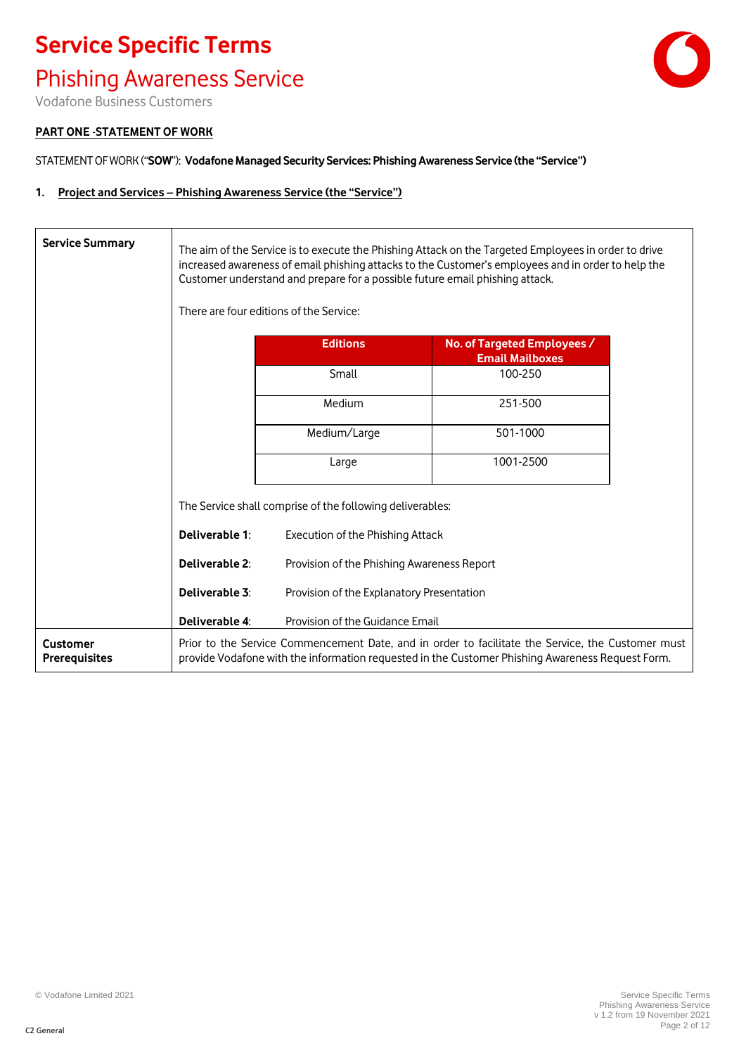# Service Specific Terms

## Phishing Awareness Service

Vodafone Business Customers

**PART ONE -STATEMENT OF WORK**

STATEMENT OF WORK ("**SOW**"): **Vodafone Managed Security Services: Phishing Awareness Service (the "Service")**

### 1. Project and Services – Phishing Awareness Service (the "Service")

| | |
|---|---|
| **Service Summary** | The aim of the Service is to execute the Phishing Attack on the Targeted Employees in order to drive increased awareness of email phishing attacks to the Customer's employees and in order to help the Customer understand and prepare for a possible future email phishing attack.<br><br>There are four editions of the Service:<br><br>**Editions** / **No. of Targeted Employees / Email Mailboxes**:<br>Small: 100-250<br>Medium: 251-500<br>Medium/Large: 501-1000<br>Large: 1001-2500<br><br>The Service shall comprise of the following deliverables:<br><br>**Deliverable 1**: Execution of the Phishing Attack<br><br>**Deliverable 2**: Provision of the Phishing Awareness Report<br><br>**Deliverable 3**: Provision of the Explanatory Presentation<br><br>**Deliverable 4**: Provision of the Guidance Email |
| **Customer Prerequisites** | Prior to the Service Commencement Date, and in order to facilitate the Service, the Customer must provide Vodafone with the information requested in the Customer Phishing Awareness Request Form. |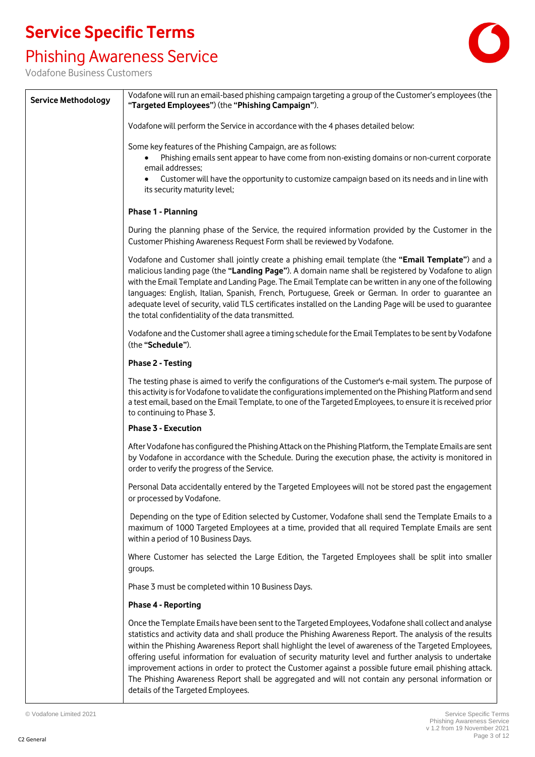# Service Specific Terms

## Phishing Awareness Service

Vodafone Business Customers

| | |
|---|---|
| **Service Methodology** | Vodafone will run an email-based phishing campaign targeting a group of the Customer's employees (the **"Targeted Employees"**) (the **"Phishing Campaign"**).<br><br>Vodafone will perform the Service in accordance with the 4 phases detailed below:<br><br>Some key features of the Phishing Campaign, are as follows:<br>• Phishing emails sent appear to have come from non-existing domains or non-current corporate email addresses;<br>• Customer will have the opportunity to customize campaign based on its needs and in line with its security maturity level;<br><br>**Phase 1 - Planning**<br><br>During the planning phase of the Service, the required information provided by the Customer in the Customer Phishing Awareness Request Form shall be reviewed by Vodafone.<br><br>Vodafone and Customer shall jointly create a phishing email template (the **"Email Template"**) and a malicious landing page (the **"Landing Page"**). A domain name shall be registered by Vodafone to align with the Email Template and Landing Page. The Email Template can be written in any one of the following languages: English, Italian, Spanish, French, Portuguese, Greek or German. In order to guarantee an adequate level of security, valid TLS certificates installed on the Landing Page will be used to guarantee the total confidentiality of the data transmitted.<br><br>Vodafone and the Customer shall agree a timing schedule for the Email Templates to be sent by Vodafone (the **"Schedule"**).<br><br>**Phase 2 - Testing**<br><br>The testing phase is aimed to verify the configurations of the Customer's e-mail system. The purpose of this activity is for Vodafone to validate the configurations implemented on the Phishing Platform and send a test email, based on the Email Template, to one of the Targeted Employees, to ensure it is received prior to continuing to Phase 3.<br><br>**Phase 3 - Execution**<br><br>After Vodafone has configured the Phishing Attack on the Phishing Platform, the Template Emails are sent by Vodafone in accordance with the Schedule. During the execution phase, the activity is monitored in order to verify the progress of the Service.<br><br>Personal Data accidentally entered by the Targeted Employees will not be stored past the engagement or processed by Vodafone.<br><br>Depending on the type of Edition selected by Customer, Vodafone shall send the Template Emails to a maximum of 1000 Targeted Employees at a time, provided that all required Template Emails are sent within a period of 10 Business Days.<br><br>Where Customer has selected the Large Edition, the Targeted Employees shall be split into smaller groups.<br><br>Phase 3 must be completed within 10 Business Days.<br><br>**Phase 4 - Reporting**<br><br>Once the Template Emails have been sent to the Targeted Employees, Vodafone shall collect and analyse statistics and activity data and shall produce the Phishing Awareness Report. The analysis of the results within the Phishing Awareness Report shall highlight the level of awareness of the Targeted Employees, offering useful information for evaluation of security maturity level and further analysis to undertake improvement actions in order to protect the Customer against a possible future email phishing attack. The Phishing Awareness Report shall be aggregated and will not contain any personal information or details of the Targeted Employees. |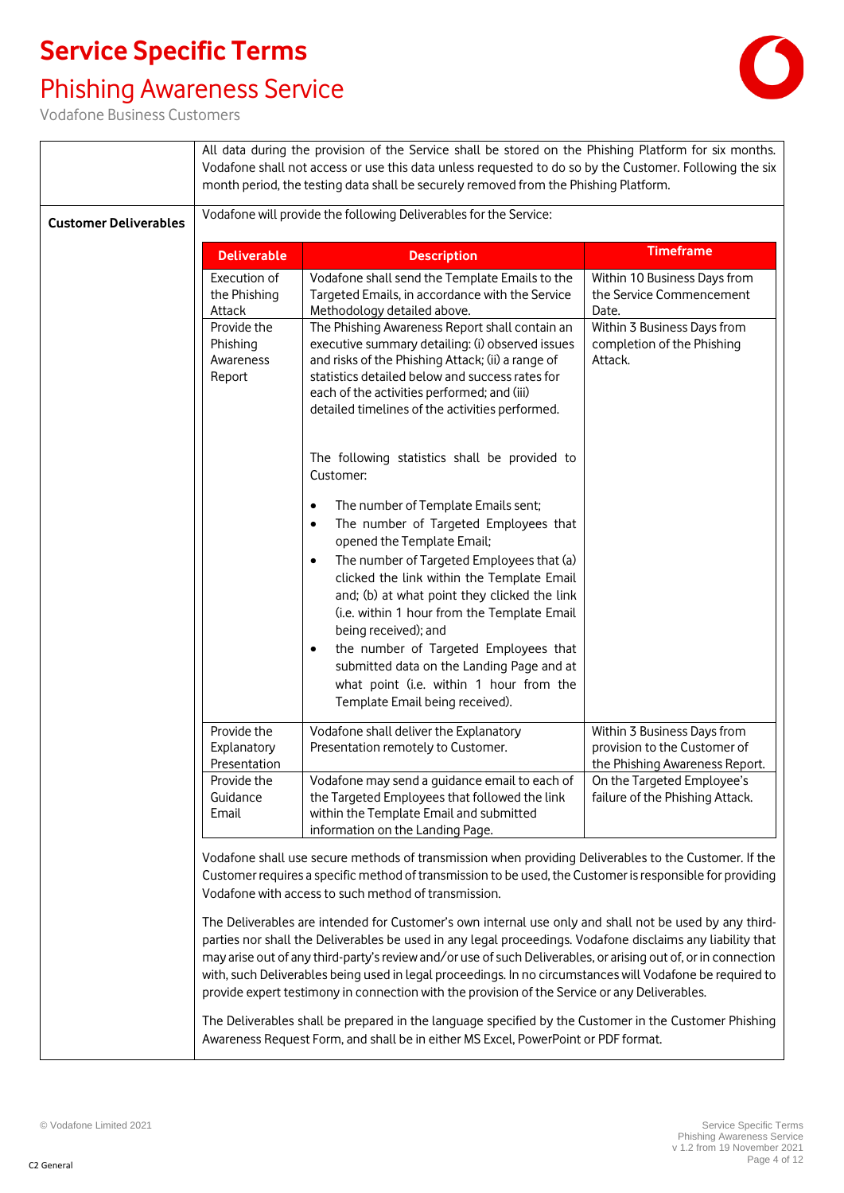# Service Specific Terms

## Phishing Awareness Service

Vodafone Business Customers

| | |
|---|---|
| | All data during the provision of the Service shall be stored on the Phishing Platform for six months. Vodafone shall not access or use this data unless requested to do so by the Customer. Following the six month period, the testing data shall be securely removed from the Phishing Platform. |
| **Customer Deliverables** | Vodafone will provide the following Deliverables for the Service: |

| Deliverable | Description | Timeframe |
|---|---|---|
| Execution of the Phishing Attack | Vodafone shall send the Template Emails to the Targeted Emails, in accordance with the Service Methodology detailed above. | Within 10 Business Days from the Service Commencement Date. |
| Provide the Phishing Awareness Report | The Phishing Awareness Report shall contain an executive summary detailing: (i) observed issues and risks of the Phishing Attack; (ii) a range of statistics detailed below and success rates for each of the activities performed; and (iii) detailed timelines of the activities performed.<br><br>The following statistics shall be provided to Customer:<br><br>• The number of Template Emails sent;<br>• The number of Targeted Employees that opened the Template Email;<br>• The number of Targeted Employees that (a) clicked the link within the Template Email and; (b) at what point they clicked the link (i.e. within 1 hour from the Template Email being received); and<br>• the number of Targeted Employees that submitted data on the Landing Page and at what point (i.e. within 1 hour from the Template Email being received). | Within 3 Business Days from completion of the Phishing Attack. |
| Provide the Explanatory Presentation | Vodafone shall deliver the Explanatory Presentation remotely to Customer. | Within 3 Business Days from provision to the Customer of the Phishing Awareness Report. |
| Provide the Guidance Email | Vodafone may send a guidance email to each of the Targeted Employees that followed the link within the Template Email and submitted information on the Landing Page. | On the Targeted Employee's failure of the Phishing Attack. |

Vodafone shall use secure methods of transmission when providing Deliverables to the Customer. If the Customer requires a specific method of transmission to be used, the Customer is responsible for providing Vodafone with access to such method of transmission.

The Deliverables are intended for Customer's own internal use only and shall not be used by any third-parties nor shall the Deliverables be used in any legal proceedings. Vodafone disclaims any liability that may arise out of any third-party's review and/or use of such Deliverables, or arising out of, or in connection with, such Deliverables being used in legal proceedings. In no circumstances will Vodafone be required to provide expert testimony in connection with the provision of the Service or any Deliverables.

The Deliverables shall be prepared in the language specified by the Customer in the Customer Phishing Awareness Request Form, and shall be in either MS Excel, PowerPoint or PDF format.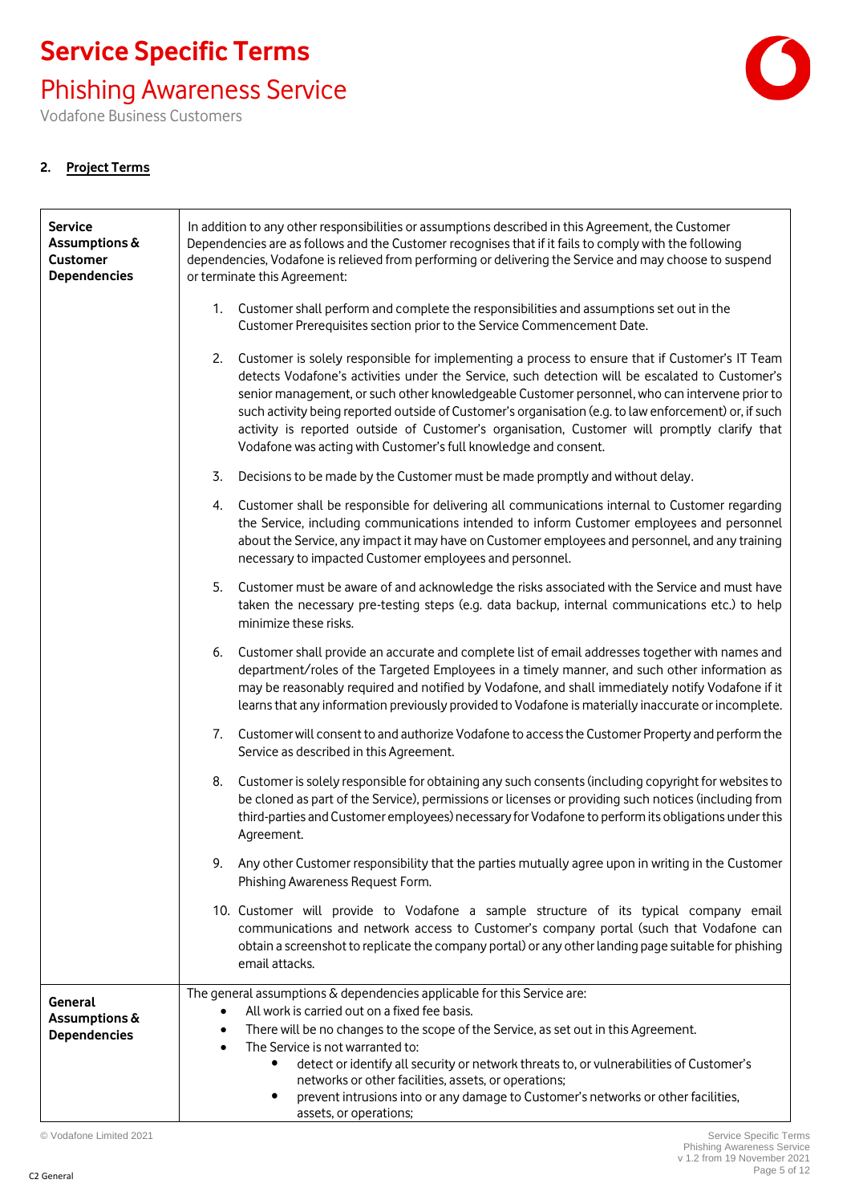## 2. Project Terms

| | |
|---|---|
| **Service Assumptions & Customer Dependencies** | In addition to any other responsibilities or assumptions described in this Agreement, the Customer Dependencies are as follows and the Customer recognises that if it fails to comply with the following dependencies, Vodafone is relieved from performing or delivering the Service and may choose to suspend or terminate this Agreement:<br><br>1. Customer shall perform and complete the responsibilities and assumptions set out in the Customer Prerequisites section prior to the Service Commencement Date.<br><br>2. Customer is solely responsible for implementing a process to ensure that if Customer's IT Team detects Vodafone's activities under the Service, such detection will be escalated to Customer's senior management, or such other knowledgeable Customer personnel, who can intervene prior to such activity being reported outside of Customer's organisation (e.g. to law enforcement) or, if such activity is reported outside of Customer's organisation, Customer will promptly clarify that Vodafone was acting with Customer's full knowledge and consent.<br><br>3. Decisions to be made by the Customer must be made promptly and without delay.<br><br>4. Customer shall be responsible for delivering all communications internal to Customer regarding the Service, including communications intended to inform Customer employees and personnel about the Service, any impact it may have on Customer employees and personnel, and any training necessary to impacted Customer employees and personnel.<br><br>5. Customer must be aware of and acknowledge the risks associated with the Service and must have taken the necessary pre-testing steps (e.g. data backup, internal communications etc.) to help minimize these risks.<br><br>6. Customer shall provide an accurate and complete list of email addresses together with names and department/roles of the Targeted Employees in a timely manner, and such other information as may be reasonably required and notified by Vodafone, and shall immediately notify Vodafone if it learns that any information previously provided to Vodafone is materially inaccurate or incomplete.<br><br>7. Customer will consent to and authorize Vodafone to access the Customer Property and perform the Service as described in this Agreement.<br><br>8. Customer is solely responsible for obtaining any such consents (including copyright for websites to be cloned as part of the Service), permissions or licenses or providing such notices (including from third-parties and Customer employees) necessary for Vodafone to perform its obligations under this Agreement.<br><br>9. Any other Customer responsibility that the parties mutually agree upon in writing in the Customer Phishing Awareness Request Form.<br><br>10. Customer will provide to Vodafone a sample structure of its typical company email communications and network access to Customer's company portal (such that Vodafone can obtain a screenshot to replicate the company portal) or any other landing page suitable for phishing email attacks. |
| **General Assumptions & Dependencies** | The general assumptions & dependencies applicable for this Service are:<br>• All work is carried out on a fixed fee basis.<br>• There will be no changes to the scope of the Service, as set out in this Agreement.<br>• The Service is not warranted to:<br>&nbsp;&nbsp;&nbsp;&nbsp;• detect or identify all security or network threats to, or vulnerabilities of Customer's networks or other facilities, assets, or operations;<br>&nbsp;&nbsp;&nbsp;&nbsp;• prevent intrusions into or any damage to Customer's networks or other facilities, assets, or operations; |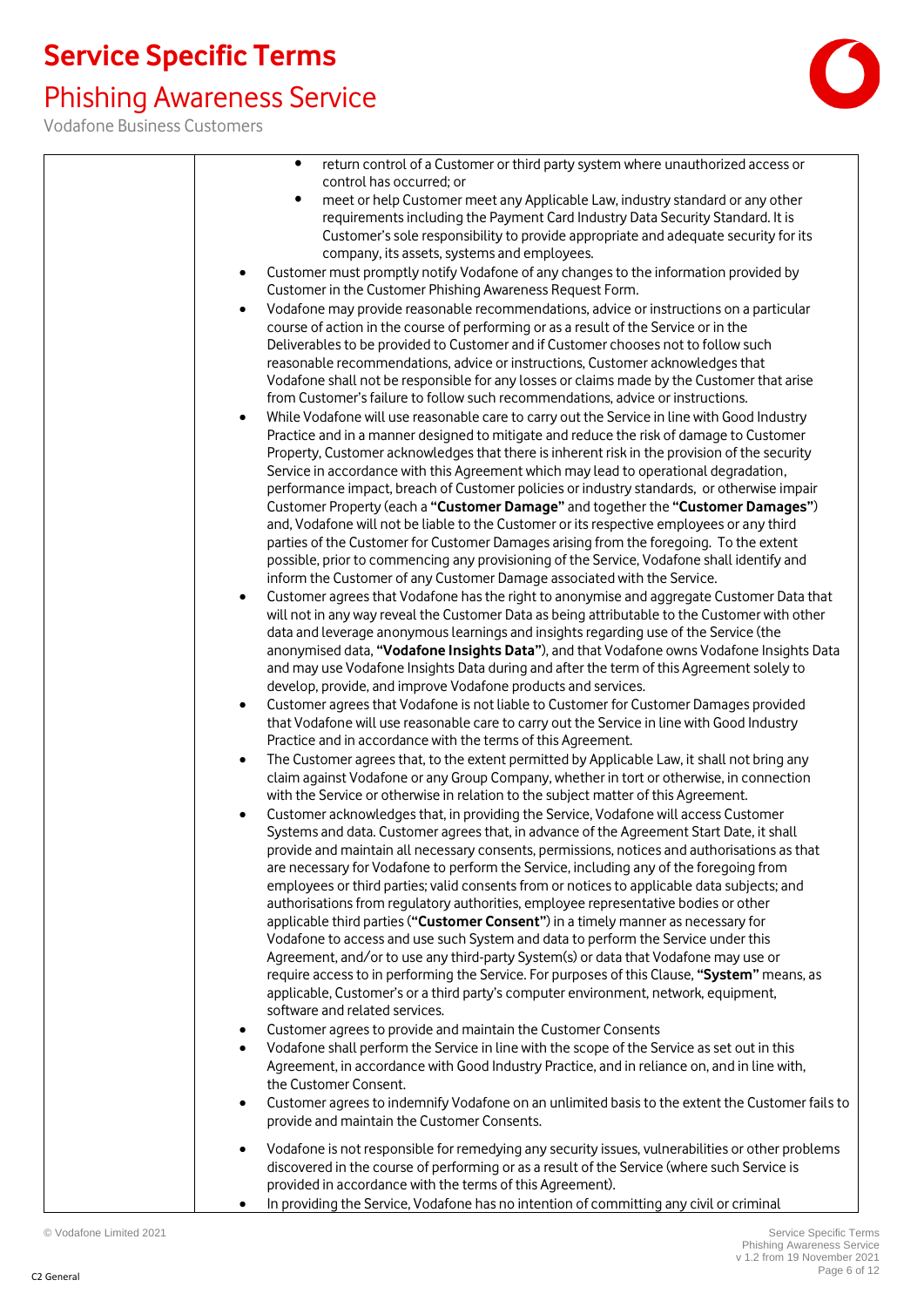- return control of a Customer or third party system where unauthorized access or control has occurred; or
- meet or help Customer meet any Applicable Law, industry standard or any other requirements including the Payment Card Industry Data Security Standard. It is Customer's sole responsibility to provide appropriate and adequate security for its company, its assets, systems and employees.

- Customer must promptly notify Vodafone of any changes to the information provided by Customer in the Customer Phishing Awareness Request Form.
- Vodafone may provide reasonable recommendations, advice or instructions on a particular course of action in the course of performing or as a result of the Service or in the Deliverables to be provided to Customer and if Customer chooses not to follow such reasonable recommendations, advice or instructions, Customer acknowledges that Vodafone shall not be responsible for any losses or claims made by the Customer that arise from Customer's failure to follow such recommendations, advice or instructions.
- While Vodafone will use reasonable care to carry out the Service in line with Good Industry Practice and in a manner designed to mitigate and reduce the risk of damage to Customer Property, Customer acknowledges that there is inherent risk in the provision of the security Service in accordance with this Agreement which may lead to operational degradation, performance impact, breach of Customer policies or industry standards, or otherwise impair Customer Property (each a **"Customer Damage"** and together the **"Customer Damages"**) and, Vodafone will not be liable to the Customer or its respective employees or any third parties of the Customer for Customer Damages arising from the foregoing. To the extent possible, prior to commencing any provisioning of the Service, Vodafone shall identify and inform the Customer of any Customer Damage associated with the Service.
- Customer agrees that Vodafone has the right to anonymise and aggregate Customer Data that will not in any way reveal the Customer Data as being attributable to the Customer with other data and leverage anonymous learnings and insights regarding use of the Service (the anonymised data, **"Vodafone Insights Data"**), and that Vodafone owns Vodafone Insights Data and may use Vodafone Insights Data during and after the term of this Agreement solely to develop, provide, and improve Vodafone products and services.
- Customer agrees that Vodafone is not liable to Customer for Customer Damages provided that Vodafone will use reasonable care to carry out the Service in line with Good Industry Practice and in accordance with the terms of this Agreement.
- The Customer agrees that, to the extent permitted by Applicable Law, it shall not bring any claim against Vodafone or any Group Company, whether in tort or otherwise, in connection with the Service or otherwise in relation to the subject matter of this Agreement.
- Customer acknowledges that, in providing the Service, Vodafone will access Customer Systems and data. Customer agrees that, in advance of the Agreement Start Date, it shall provide and maintain all necessary consents, permissions, notices and authorisations as that are necessary for Vodafone to perform the Service, including any of the foregoing from employees or third parties; valid consents from or notices to applicable data subjects; and authorisations from regulatory authorities, employee representative bodies or other applicable third parties (**"Customer Consent"**) in a timely manner as necessary for Vodafone to access and use such System and data to perform the Service under this Agreement, and/or to use any third-party System(s) or data that Vodafone may use or require access to in performing the Service. For purposes of this Clause, **"System"** means, as applicable, Customer's or a third party's computer environment, network, equipment, software and related services.
- Customer agrees to provide and maintain the Customer Consents
- Vodafone shall perform the Service in line with the scope of the Service as set out in this Agreement, in accordance with Good Industry Practice, and in reliance on, and in line with, the Customer Consent.
- Customer agrees to indemnify Vodafone on an unlimited basis to the extent the Customer fails to provide and maintain the Customer Consents.
- Vodafone is not responsible for remedying any security issues, vulnerabilities or other problems discovered in the course of performing or as a result of the Service (where such Service is provided in accordance with the terms of this Agreement).
- In providing the Service, Vodafone has no intention of committing any civil or criminal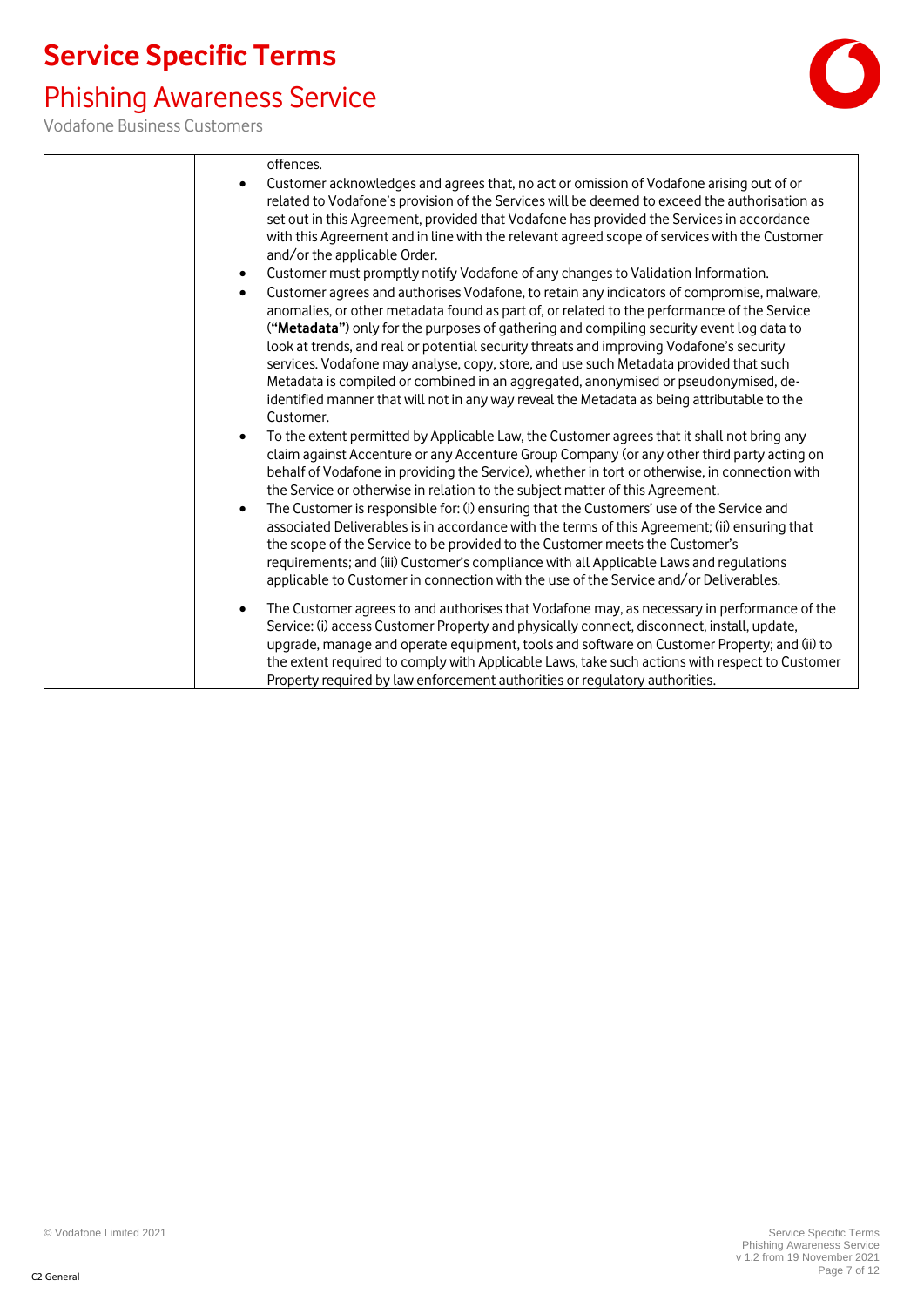| | |
|---|---|
| | offences.<br>• Customer acknowledges and agrees that, no act or omission of Vodafone arising out of or related to Vodafone's provision of the Services will be deemed to exceed the authorisation as set out in this Agreement, provided that Vodafone has provided the Services in accordance with this Agreement and in line with the relevant agreed scope of services with the Customer and/or the applicable Order.<br>• Customer must promptly notify Vodafone of any changes to Validation Information.<br>• Customer agrees and authorises Vodafone, to retain any indicators of compromise, malware, anomalies, or other metadata found as part of, or related to the performance of the Service (**"Metadata"**) only for the purposes of gathering and compiling security event log data to look at trends, and real or potential security threats and improving Vodafone's security services. Vodafone may analyse, copy, store, and use such Metadata provided that such Metadata is compiled or combined in an aggregated, anonymised or pseudonymised, de-identified manner that will not in any way reveal the Metadata as being attributable to the Customer.<br>• To the extent permitted by Applicable Law, the Customer agrees that it shall not bring any claim against Accenture or any Accenture Group Company (or any other third party acting on behalf of Vodafone in providing the Service), whether in tort or otherwise, in connection with the Service or otherwise in relation to the subject matter of this Agreement.<br>• The Customer is responsible for: (i) ensuring that the Customers' use of the Service and associated Deliverables is in accordance with the terms of this Agreement; (ii) ensuring that the scope of the Service to be provided to the Customer meets the Customer's requirements; and (iii) Customer's compliance with all Applicable Laws and regulations applicable to Customer in connection with the use of the Service and/or Deliverables.<br>• The Customer agrees to and authorises that Vodafone may, as necessary in performance of the Service: (i) access Customer Property and physically connect, disconnect, install, update, upgrade, manage and operate equipment, tools and software on Customer Property; and (ii) to the extent required to comply with Applicable Laws, take such actions with respect to Customer Property required by law enforcement authorities or regulatory authorities. |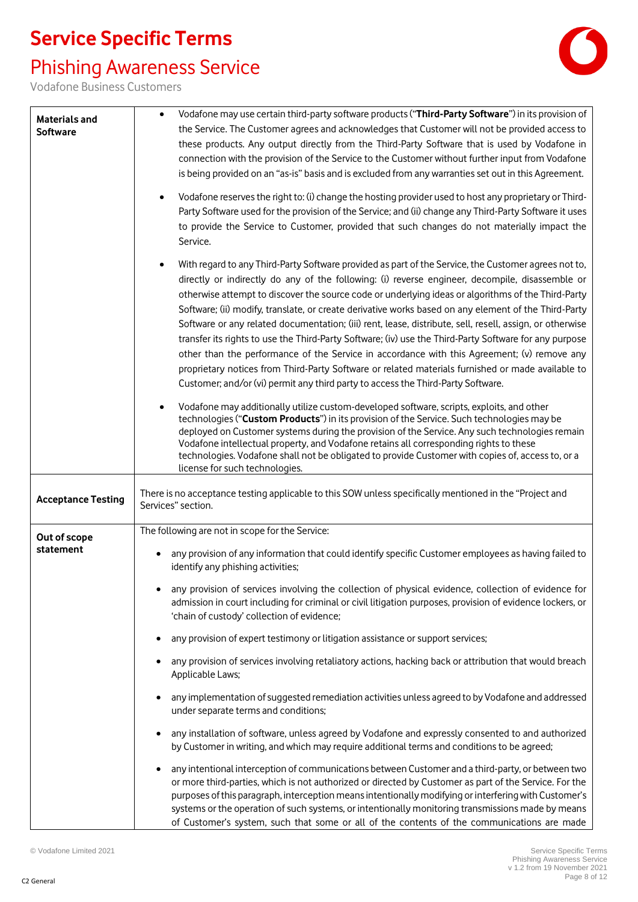# Service Specific Terms

## Phishing Awareness Service

Vodafone Business Customers

| | |
|---|---|
| **Materials and Software** | • Vodafone may use certain third-party software products ("**Third-Party Software**") in its provision of the Service. The Customer agrees and acknowledges that Customer will not be provided access to these products. Any output directly from the Third-Party Software that is used by Vodafone in connection with the provision of the Service to the Customer without further input from Vodafone is being provided on an "as-is" basis and is excluded from any warranties set out in this Agreement.<br><br>• Vodafone reserves the right to: (i) change the hosting provider used to host any proprietary or Third-Party Software used for the provision of the Service; and (ii) change any Third-Party Software it uses to provide the Service to Customer, provided that such changes do not materially impact the Service.<br><br>• With regard to any Third-Party Software provided as part of the Service, the Customer agrees not to, directly or indirectly do any of the following: (i) reverse engineer, decompile, disassemble or otherwise attempt to discover the source code or underlying ideas or algorithms of the Third-Party Software; (ii) modify, translate, or create derivative works based on any element of the Third-Party Software or any related documentation; (iii) rent, lease, distribute, sell, resell, assign, or otherwise transfer its rights to use the Third-Party Software; (iv) use the Third-Party Software for any purpose other than the performance of the Service in accordance with this Agreement; (v) remove any proprietary notices from Third-Party Software or related materials furnished or made available to Customer; and/or (vi) permit any third party to access the Third-Party Software.<br><br>• Vodafone may additionally utilize custom-developed software, scripts, exploits, and other technologies ("**Custom Products**") in its provision of the Service. Such technologies may be deployed on Customer systems during the provision of the Service. Any such technologies remain Vodafone intellectual property, and Vodafone retains all corresponding rights to these technologies. Vodafone shall not be obligated to provide Customer with copies of, access to, or a license for such technologies. |
| **Acceptance Testing** | There is no acceptance testing applicable to this SOW unless specifically mentioned in the "Project and Services" section. |
| **Out of scope statement** | The following are not in scope for the Service:<br><br>• any provision of any information that could identify specific Customer employees as having failed to identify any phishing activities;<br><br>• any provision of services involving the collection of physical evidence, collection of evidence for admission in court including for criminal or civil litigation purposes, provision of evidence lockers, or 'chain of custody' collection of evidence;<br><br>• any provision of expert testimony or litigation assistance or support services;<br><br>• any provision of services involving retaliatory actions, hacking back or attribution that would breach Applicable Laws;<br><br>• any implementation of suggested remediation activities unless agreed to by Vodafone and addressed under separate terms and conditions;<br><br>• any installation of software, unless agreed by Vodafone and expressly consented to and authorized by Customer in writing, and which may require additional terms and conditions to be agreed;<br><br>• any intentional interception of communications between Customer and a third-party, or between two or more third-parties, which is not authorized or directed by Customer as part of the Service. For the purposes of this paragraph, interception means intentionally modifying or interfering with Customer's systems or the operation of such systems, or intentionally monitoring transmissions made by means of Customer's system, such that some or all of the contents of the communications are made |

© Vodafone Limited 2021

C2 General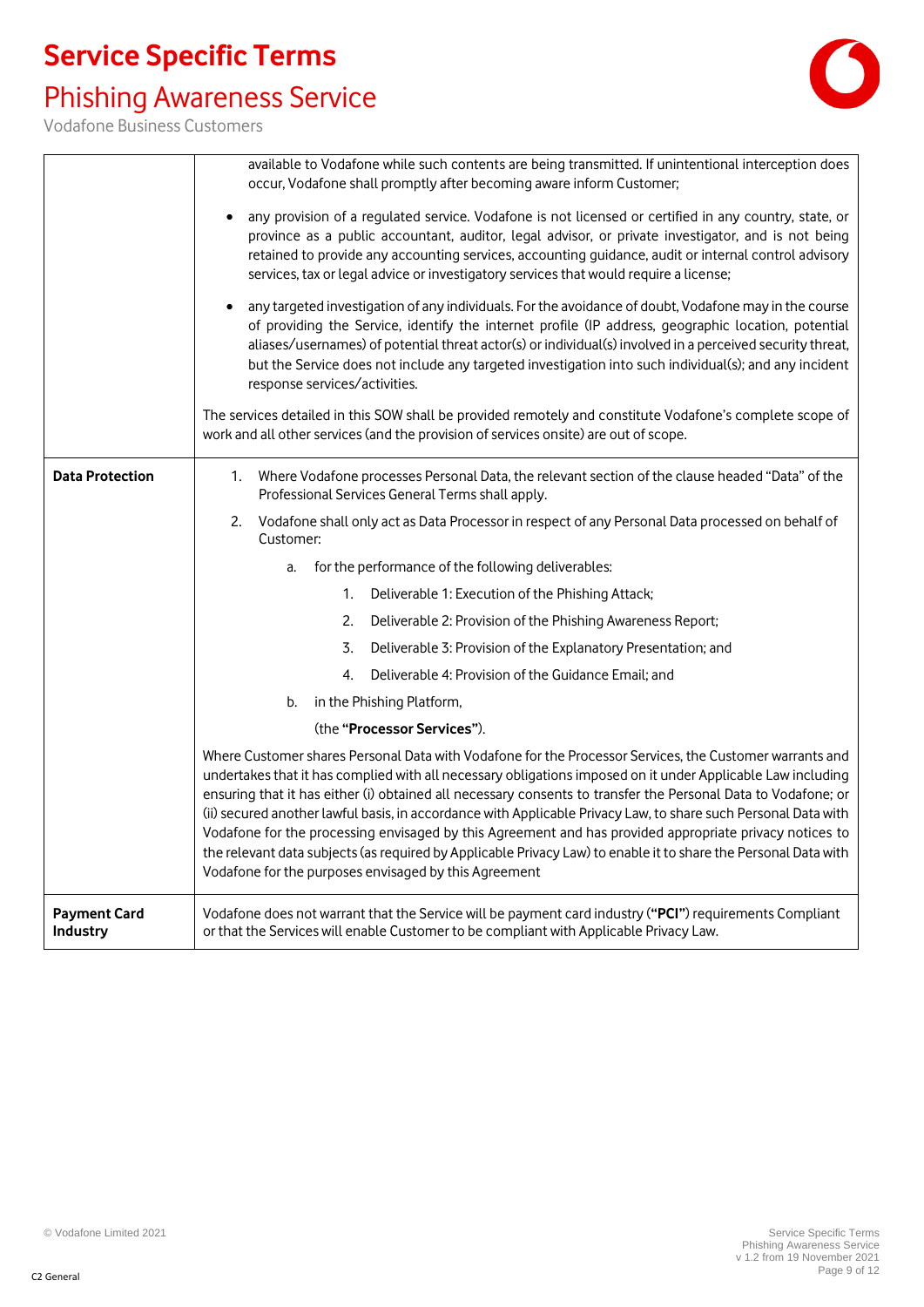| | |
|---|---|
| | available to Vodafone while such contents are being transmitted. If unintentional interception does occur, Vodafone shall promptly after becoming aware inform Customer;<br><br>• any provision of a regulated service. Vodafone is not licensed or certified in any country, state, or province as a public accountant, auditor, legal advisor, or private investigator, and is not being retained to provide any accounting services, accounting guidance, audit or internal control advisory services, tax or legal advice or investigatory services that would require a license;<br><br>• any targeted investigation of any individuals. For the avoidance of doubt, Vodafone may in the course of providing the Service, identify the internet profile (IP address, geographic location, potential aliases/usernames) of potential threat actor(s) or individual(s) involved in a perceived security threat, but the Service does not include any targeted investigation into such individual(s); and any incident response services/activities.<br><br>The services detailed in this SOW shall be provided remotely and constitute Vodafone's complete scope of work and all other services (and the provision of services onsite) are out of scope. |
| **Data Protection** | 1. Where Vodafone processes Personal Data, the relevant section of the clause headed "Data" of the Professional Services General Terms shall apply.<br><br>2. Vodafone shall only act as Data Processor in respect of any Personal Data processed on behalf of Customer:<br><br>a. for the performance of the following deliverables:<br><br>1. Deliverable 1: Execution of the Phishing Attack;<br>2. Deliverable 2: Provision of the Phishing Awareness Report;<br>3. Deliverable 3: Provision of the Explanatory Presentation; and<br>4. Deliverable 4: Provision of the Guidance Email; and<br><br>b. in the Phishing Platform,<br><br>(the **"Processor Services"**).<br><br>Where Customer shares Personal Data with Vodafone for the Processor Services, the Customer warrants and undertakes that it has complied with all necessary obligations imposed on it under Applicable Law including ensuring that it has either (i) obtained all necessary consents to transfer the Personal Data to Vodafone; or (ii) secured another lawful basis, in accordance with Applicable Privacy Law, to share such Personal Data with Vodafone for the processing envisaged by this Agreement and has provided appropriate privacy notices to the relevant data subjects (as required by Applicable Privacy Law) to enable it to share the Personal Data with Vodafone for the purposes envisaged by this Agreement |
| **Payment Card Industry** | Vodafone does not warrant that the Service will be payment card industry (**"PCI"**) requirements Compliant or that the Services will enable Customer to be compliant with Applicable Privacy Law. |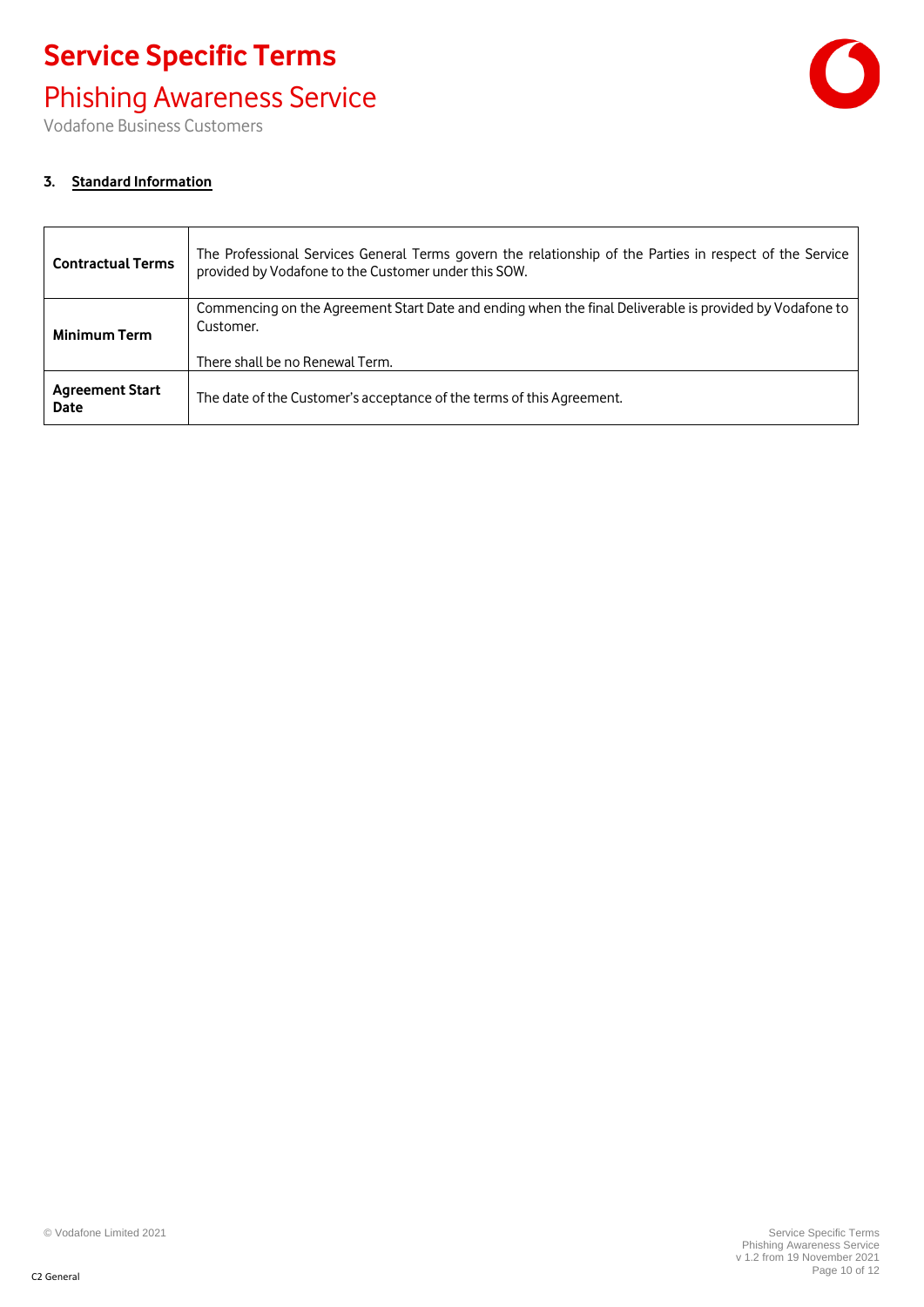## 3. Standard Information

| | |
|---|---|
| **Contractual Terms** | The Professional Services General Terms govern the relationship of the Parties in respect of the Service provided by Vodafone to the Customer under this SOW. |
| **Minimum Term** | Commencing on the Agreement Start Date and ending when the final Deliverable is provided by Vodafone to Customer.<br><br>There shall be no Renewal Term. |
| **Agreement Start Date** | The date of the Customer's acceptance of the terms of this Agreement. |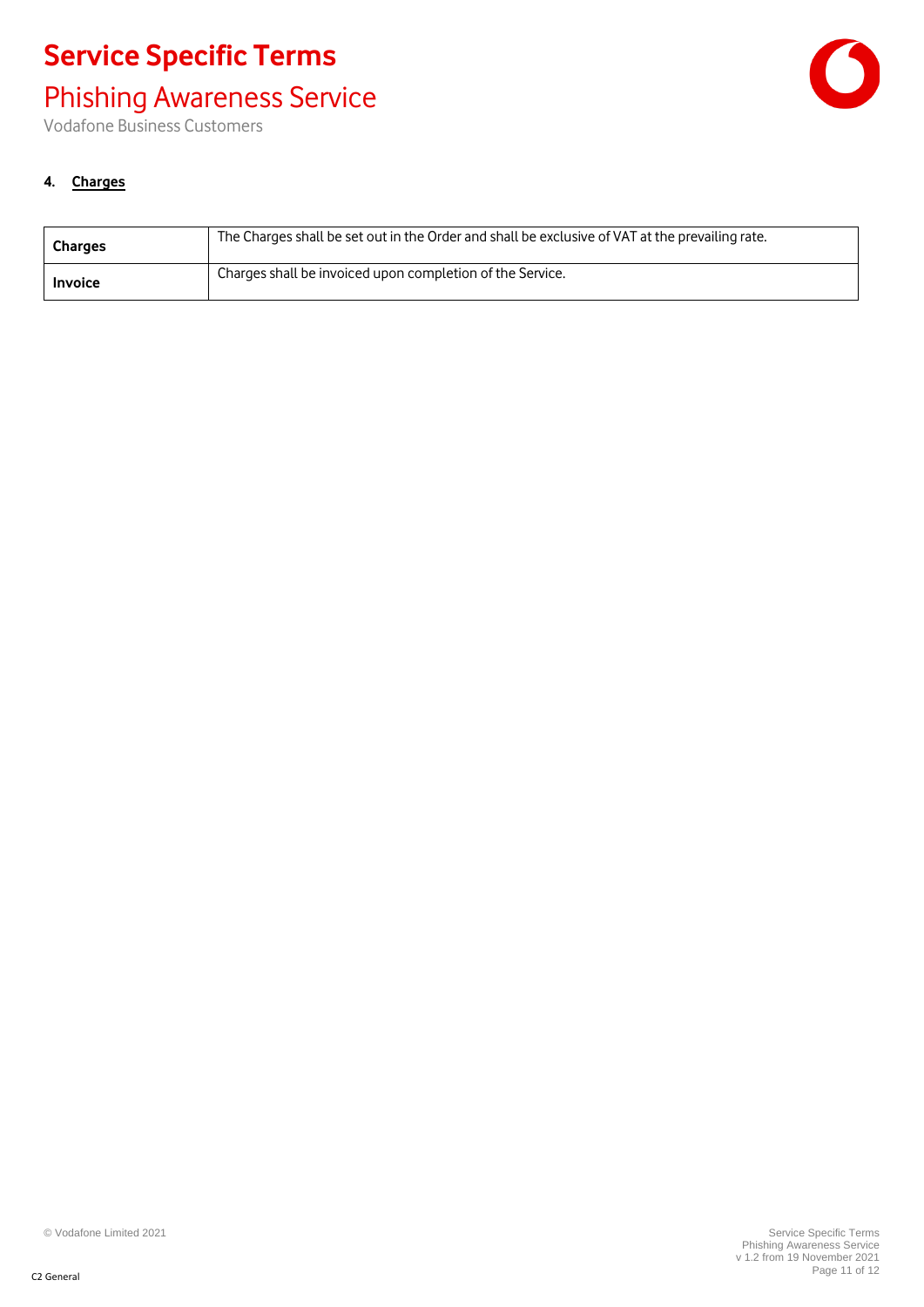## 4. Charges

| Charges | The Charges shall be set out in the Order and shall be exclusive of VAT at the prevailing rate. |
|---|---|
| **Invoice** | Charges shall be invoiced upon completion of the Service. |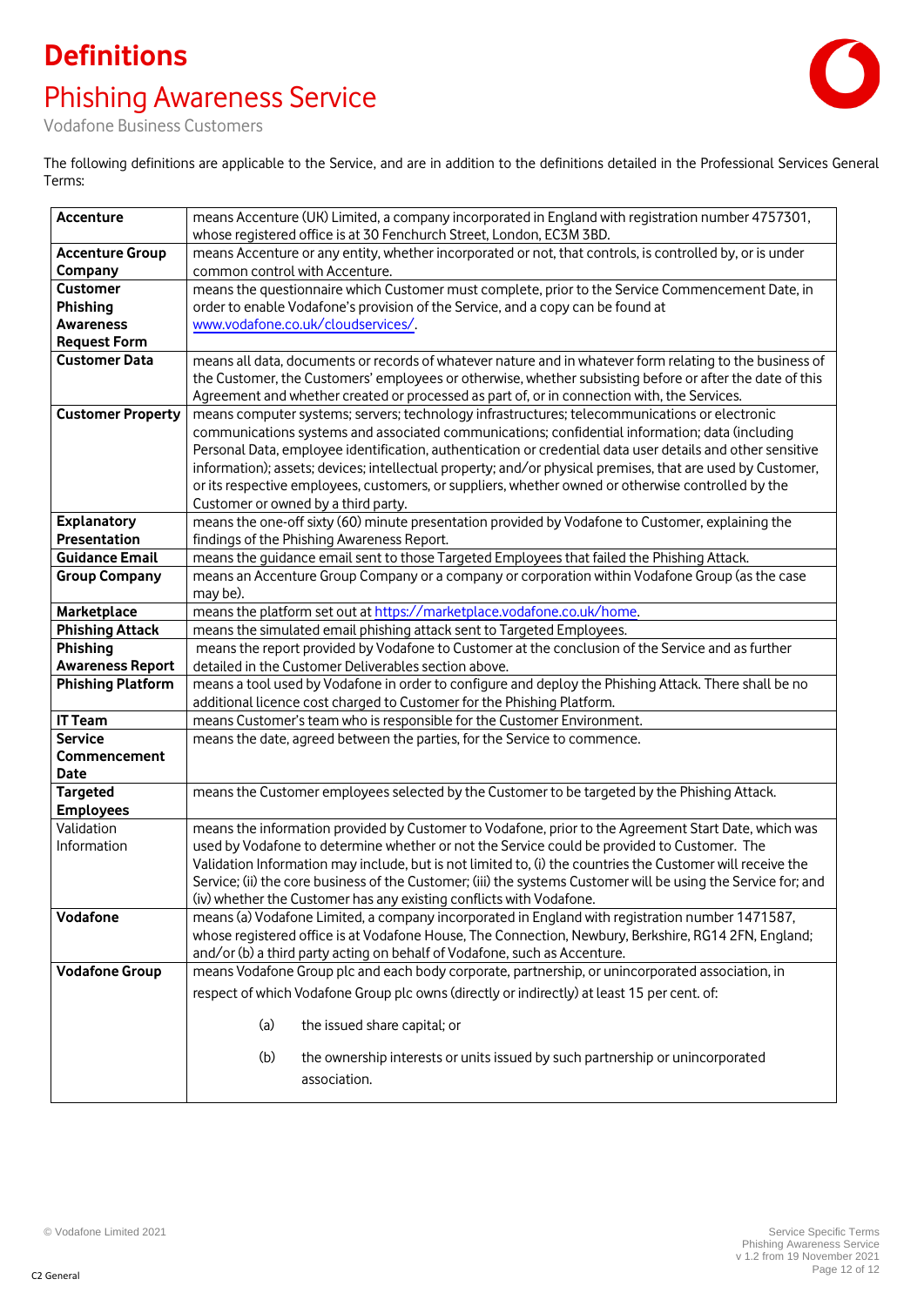# Definitions

## Phishing Awareness Service

Vodafone Business Customers

The following definitions are applicable to the Service, and are in addition to the definitions detailed in the Professional Services General Terms:

| | |
|---|---|
| **Accenture** | means Accenture (UK) Limited, a company incorporated in England with registration number 4757301, whose registered office is at 30 Fenchurch Street, London, EC3M 3BD. |
| **Accenture Group Company** | means Accenture or any entity, whether incorporated or not, that controls, is controlled by, or is under common control with Accenture. |
| **Customer Phishing Awareness Request Form** | means the questionnaire which Customer must complete, prior to the Service Commencement Date, in order to enable Vodafone's provision of the Service, and a copy can be found at www.vodafone.co.uk/cloudservices/. |
| **Customer Data** | means all data, documents or records of whatever nature and in whatever form relating to the business of the Customer, the Customers' employees or otherwise, whether subsisting before or after the date of this Agreement and whether created or processed as part of, or in connection with, the Services. |
| **Customer Property** | means computer systems; servers; technology infrastructures; telecommunications or electronic communications systems and associated communications; confidential information; data (including Personal Data, employee identification, authentication or credential data user details and other sensitive information); assets; devices; intellectual property; and/or physical premises, that are used by Customer, or its respective employees, customers, or suppliers, whether owned or otherwise controlled by the Customer or owned by a third party. |
| **Explanatory Presentation** | means the one-off sixty (60) minute presentation provided by Vodafone to Customer, explaining the findings of the Phishing Awareness Report. |
| **Guidance Email** | means the guidance email sent to those Targeted Employees that failed the Phishing Attack. |
| **Group Company** | means an Accenture Group Company or a company or corporation within Vodafone Group (as the case may be). |
| **Marketplace** | means the platform set out at https://marketplace.vodafone.co.uk/home. |
| **Phishing Attack** | means the simulated email phishing attack sent to Targeted Employees. |
| **Phishing Awareness Report** | means the report provided by Vodafone to Customer at the conclusion of the Service and as further detailed in the Customer Deliverables section above. |
| **Phishing Platform** | means a tool used by Vodafone in order to configure and deploy the Phishing Attack. There shall be no additional licence cost charged to Customer for the Phishing Platform. |
| **IT Team** | means Customer's team who is responsible for the Customer Environment. |
| **Service Commencement Date** | means the date, agreed between the parties, for the Service to commence. |
| **Targeted Employees** | means the Customer employees selected by the Customer to be targeted by the Phishing Attack. |
| Validation Information | means the information provided by Customer to Vodafone, prior to the Agreement Start Date, which was used by Vodafone to determine whether or not the Service could be provided to Customer. The Validation Information may include, but is not limited to, (i) the countries the Customer will receive the Service; (ii) the core business of the Customer; (iii) the systems Customer will be using the Service for; and (iv) whether the Customer has any existing conflicts with Vodafone. |
| **Vodafone** | means (a) Vodafone Limited, a company incorporated in England with registration number 1471587, whose registered office is at Vodafone House, The Connection, Newbury, Berkshire, RG14 2FN, England; and/or (b) a third party acting on behalf of Vodafone, such as Accenture. |
| **Vodafone Group** | means Vodafone Group plc and each body corporate, partnership, or unincorporated association, in respect of which Vodafone Group plc owns (directly or indirectly) at least 15 per cent. of: (a) the issued share capital; or (b) the ownership interests or units issued by such partnership or unincorporated association. |